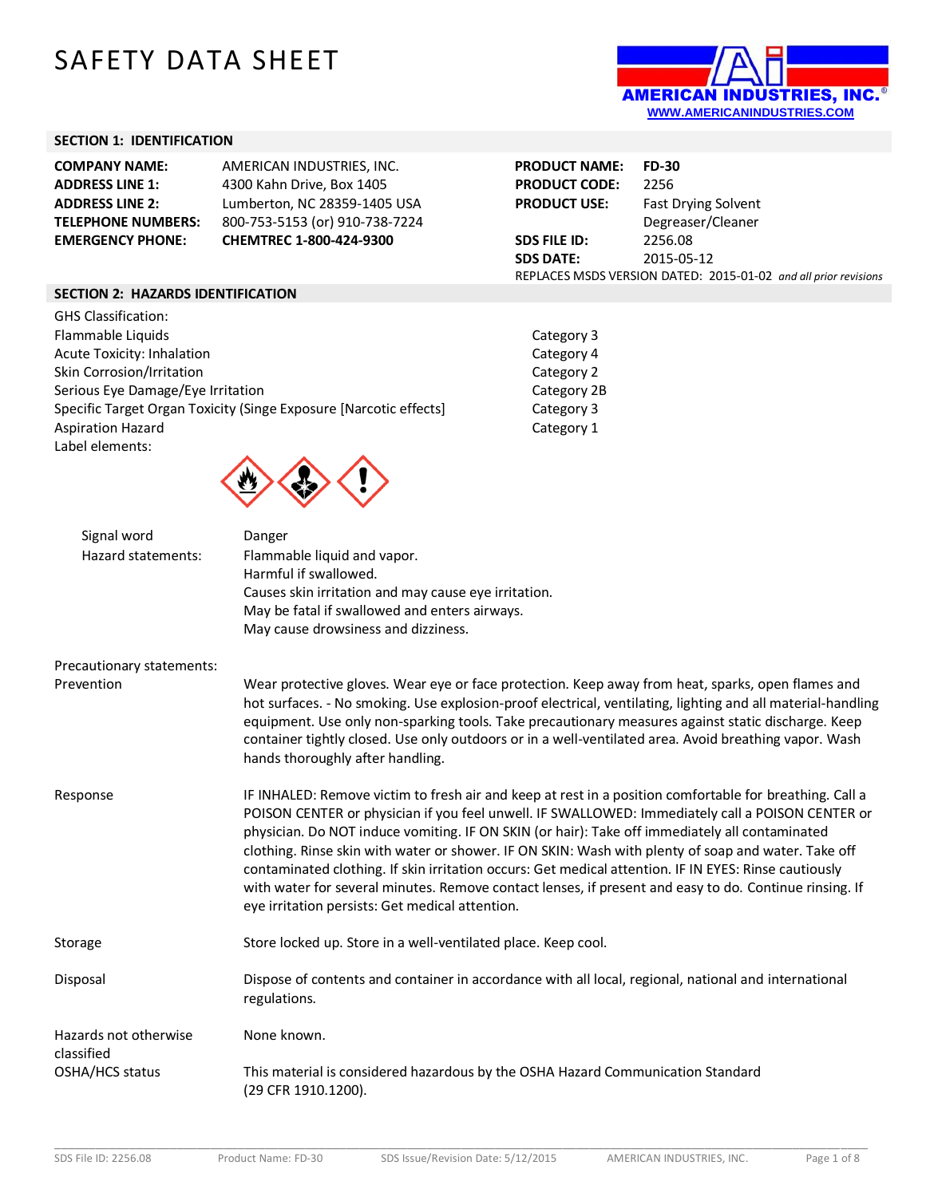# SAFETY DATA SHEET

AMERICAN INDUSTRIES, INC.®
WWW.AMERICANINDUSTRIES.COM

## SECTION 1: IDENTIFICATION

| | | | |
|---|---|---|---|
| **COMPANY NAME:** | AMERICAN INDUSTRIES, INC. | **PRODUCT NAME:** | **FD-30** |
| **ADDRESS LINE 1:** | 4300 Kahn Drive, Box 1405 | **PRODUCT CODE:** | 2256 |
| **ADDRESS LINE 2:** | Lumberton, NC 28359-1405 USA | **PRODUCT USE:** | Fast Drying Solvent Degreaser/Cleaner |
| **TELEPHONE NUMBERS:** | 800-753-5153 (or) 910-738-7224 | | |
| **EMERGENCY PHONE:** | **CHEMTREC 1-800-424-9300** | **SDS FILE ID:** | 2256.08 |
| | | **SDS DATE:** | 2015-05-12 |

REPLACES MSDS VERSION DATED: 2015-01-02 *and all prior revisions*

## SECTION 2: HAZARDS IDENTIFICATION

GHS Classification:

| | |
|---|---|
| Flammable Liquids | Category 3 |
| Acute Toxicity: Inhalation | Category 4 |
| Skin Corrosion/Irritation | Category 2 |
| Serious Eye Damage/Eye Irritation | Category 2B |
| Specific Target Organ Toxicity (Singe Exposure [Narcotic effects] | Category 3 |
| Aspiration Hazard | Category 1 |

Label elements:

Signal word: Danger

Hazard statements:
Flammable liquid and vapor.
Harmful if swallowed.
Causes skin irritation and may cause eye irritation.
May be fatal if swallowed and enters airways.
May cause drowsiness and dizziness.

Precautionary statements:

**Prevention**
Wear protective gloves. Wear eye or face protection. Keep away from heat, sparks, open flames and hot surfaces. - No smoking. Use explosion-proof electrical, ventilating, lighting and all material-handling equipment. Use only non-sparking tools. Take precautionary measures against static discharge. Keep container tightly closed. Use only outdoors or in a well-ventilated area. Avoid breathing vapor. Wash hands thoroughly after handling.

**Response**
IF INHALED: Remove victim to fresh air and keep at rest in a position comfortable for breathing. Call a POISON CENTER or physician if you feel unwell. IF SWALLOWED: Immediately call a POISON CENTER or physician. Do NOT induce vomiting. IF ON SKIN (or hair): Take off immediately all contaminated clothing. Rinse skin with water or shower. IF ON SKIN: Wash with plenty of soap and water. Take off contaminated clothing. If skin irritation occurs: Get medical attention. IF IN EYES: Rinse cautiously with water for several minutes. Remove contact lenses, if present and easy to do. Continue rinsing. If eye irritation persists: Get medical attention.

**Storage**
Store locked up. Store in a well-ventilated place. Keep cool.

**Disposal**
Dispose of contents and container in accordance with all local, regional, national and international regulations.

**Hazards not otherwise classified**
None known.

**OSHA/HCS status**
This material is considered hazardous by the OSHA Hazard Communication Standard (29 CFR 1910.1200).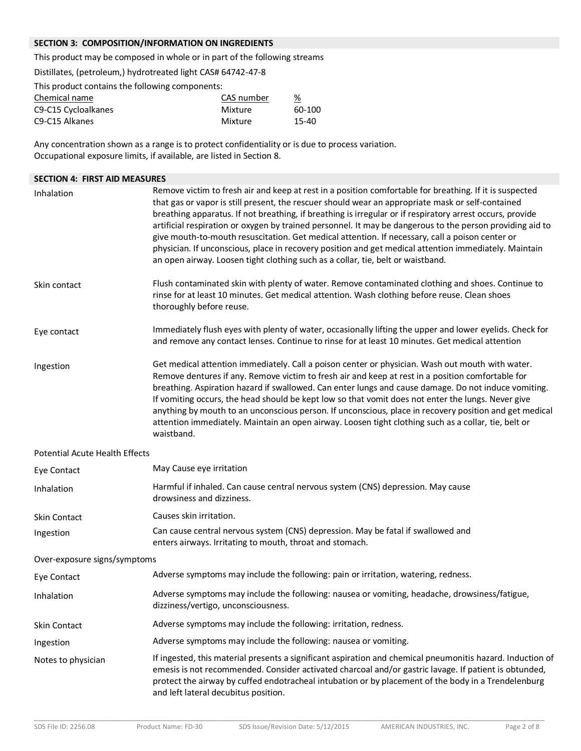## SECTION 3: COMPOSITION/INFORMATION ON INGREDIENTS

This product may be composed in whole or in part of the following streams

Distillates, (petroleum,) hydrotreated light CAS# 64742-47-8

This product contains the following components:

| Chemical name | CAS number | % |
|---|---|---|
| C9-C15 Cycloalkanes | Mixture | 60-100 |
| C9-C15 Alkanes | Mixture | 15-40 |

Any concentration shown as a range is to protect confidentiality or is due to process variation.
Occupational exposure limits, if available, are listed in Section 8.

## SECTION 4: FIRST AID MEASURES

**Inhalation**
Remove victim to fresh air and keep at rest in a position comfortable for breathing. If it is suspected that gas or vapor is still present, the rescuer should wear an appropriate mask or self-contained breathing apparatus. If not breathing, if breathing is irregular or if respiratory arrest occurs, provide artificial respiration or oxygen by trained personnel. It may be dangerous to the person providing aid to give mouth-to-mouth resuscitation. Get medical attention. If necessary, call a poison center or physician. If unconscious, place in recovery position and get medical attention immediately. Maintain an open airway. Loosen tight clothing such as a collar, tie, belt or waistband.

**Skin contact**
Flush contaminated skin with plenty of water. Remove contaminated clothing and shoes. Continue to rinse for at least 10 minutes. Get medical attention. Wash clothing before reuse. Clean shoes thoroughly before reuse.

**Eye contact**
Immediately flush eyes with plenty of water, occasionally lifting the upper and lower eyelids. Check for and remove any contact lenses. Continue to rinse for at least 10 minutes. Get medical attention

**Ingestion**
Get medical attention immediately. Call a poison center or physician. Wash out mouth with water. Remove dentures if any. Remove victim to fresh air and keep at rest in a position comfortable for breathing. Aspiration hazard if swallowed. Can enter lungs and cause damage. Do not induce vomiting. If vomiting occurs, the head should be kept low so that vomit does not enter the lungs. Never give anything by mouth to an unconscious person. If unconscious, place in recovery position and get medical attention immediately. Maintain an open airway. Loosen tight clothing such as a collar, tie, belt or waistband.

### Potential Acute Health Effects

**Eye Contact**
May Cause eye irritation

**Inhalation**
Harmful if inhaled. Can cause central nervous system (CNS) depression. May cause drowsiness and dizziness.

**Skin Contact**
Causes skin irritation.

**Ingestion**
Can cause central nervous system (CNS) depression. May be fatal if swallowed and enters airways. Irritating to mouth, throat and stomach.

### Over-exposure signs/symptoms

**Eye Contact**
Adverse symptoms may include the following: pain or irritation, watering, redness.

**Inhalation**
Adverse symptoms may include the following: nausea or vomiting, headache, drowsiness/fatigue, dizziness/vertigo, unconsciousness.

**Skin Contact**
Adverse symptoms may include the following: irritation, redness.

**Ingestion**
Adverse symptoms may include the following: nausea or vomiting.

**Notes to physician**
If ingested, this material presents a significant aspiration and chemical pneumonitis hazard. Induction of emesis is not recommended. Consider activated charcoal and/or gastric lavage. If patient is obtunded, protect the airway by cuffed endotracheal intubation or by placement of the body in a Trendelenburg and left lateral decubitus position.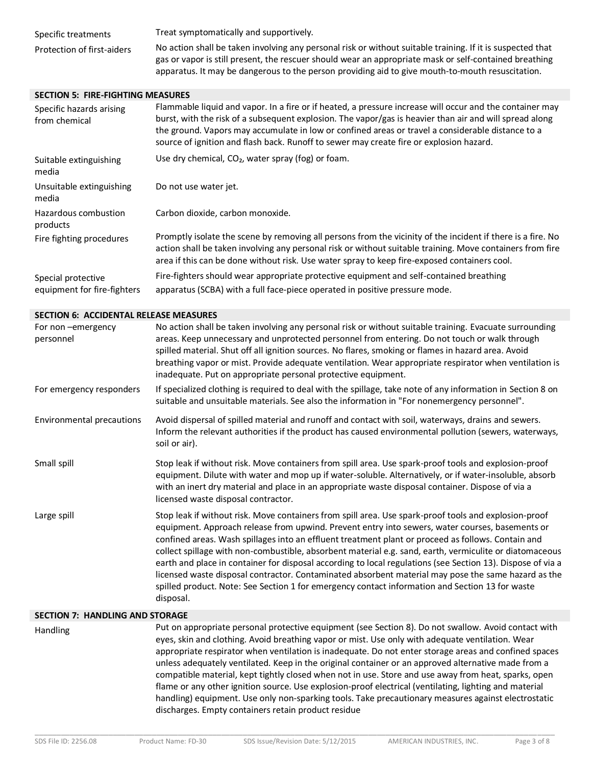| | |
|---|---|
| Specific treatments | Treat symptomatically and supportively. |
| Protection of first-aiders | No action shall be taken involving any personal risk or without suitable training. If it is suspected that gas or vapor is still present, the rescuer should wear an appropriate mask or self-contained breathing apparatus. It may be dangerous to the person providing aid to give mouth-to-mouth resuscitation. |

## SECTION 5: FIRE-FIGHTING MEASURES

| | |
|---|---|
| Specific hazards arising from chemical | Flammable liquid and vapor. In a fire or if heated, a pressure increase will occur and the container may burst, with the risk of a subsequent explosion. The vapor/gas is heavier than air and will spread along the ground. Vapors may accumulate in low or confined areas or travel a considerable distance to a source of ignition and flash back. Runoff to sewer may create fire or explosion hazard. |
| Suitable extinguishing media | Use dry chemical, $CO_2$, water spray (fog) or foam. |
| Unsuitable extinguishing media | Do not use water jet. |
| Hazardous combustion products | Carbon dioxide, carbon monoxide. |
| Fire fighting procedures | Promptly isolate the scene by removing all persons from the vicinity of the incident if there is a fire. No action shall be taken involving any personal risk or without suitable training. Move containers from fire area if this can be done without risk. Use water spray to keep fire-exposed containers cool. |
| Special protective equipment for fire-fighters | Fire-fighters should wear appropriate protective equipment and self-contained breathing apparatus (SCBA) with a full face-piece operated in positive pressure mode. |

## SECTION 6: ACCIDENTAL RELEASE MEASURES

| | |
|---|---|
| For non –emergency personnel | No action shall be taken involving any personal risk or without suitable training. Evacuate surrounding areas. Keep unnecessary and unprotected personnel from entering. Do not touch or walk through spilled material. Shut off all ignition sources. No flares, smoking or flames in hazard area. Avoid breathing vapor or mist. Provide adequate ventilation. Wear appropriate respirator when ventilation is inadequate. Put on appropriate personal protective equipment. |
| For emergency responders | If specialized clothing is required to deal with the spillage, take note of any information in Section 8 on suitable and unsuitable materials. See also the information in "For nonemergency personnel". |
| Environmental precautions | Avoid dispersal of spilled material and runoff and contact with soil, waterways, drains and sewers. Inform the relevant authorities if the product has caused environmental pollution (sewers, waterways, soil or air). |
| Small spill | Stop leak if without risk. Move containers from spill area. Use spark-proof tools and explosion-proof equipment. Dilute with water and mop up if water-soluble. Alternatively, or if water-insoluble, absorb with an inert dry material and place in an appropriate waste disposal container. Dispose of via a licensed waste disposal contractor. |
| Large spill | Stop leak if without risk. Move containers from spill area. Use spark-proof tools and explosion-proof equipment. Approach release from upwind. Prevent entry into sewers, water courses, basements or confined areas. Wash spillages into an effluent treatment plant or proceed as follows. Contain and collect spillage with non-combustible, absorbent material e.g. sand, earth, vermiculite or diatomaceous earth and place in container for disposal according to local regulations (see Section 13). Dispose of via a licensed waste disposal contractor. Contaminated absorbent material may pose the same hazard as the spilled product. Note: See Section 1 for emergency contact information and Section 13 for waste disposal. |

## SECTION 7: HANDLING AND STORAGE

| | |
|---|---|
| Handling | Put on appropriate personal protective equipment (see Section 8). Do not swallow. Avoid contact with eyes, skin and clothing. Avoid breathing vapor or mist. Use only with adequate ventilation. Wear appropriate respirator when ventilation is inadequate. Do not enter storage areas and confined spaces unless adequately ventilated. Keep in the original container or an approved alternative made from a compatible material, kept tightly closed when not in use. Store and use away from heat, sparks, open flame or any other ignition source. Use explosion-proof electrical (ventilating, lighting and material handling) equipment. Use only non-sparking tools. Take precautionary measures against electrostatic discharges. Empty containers retain product residue |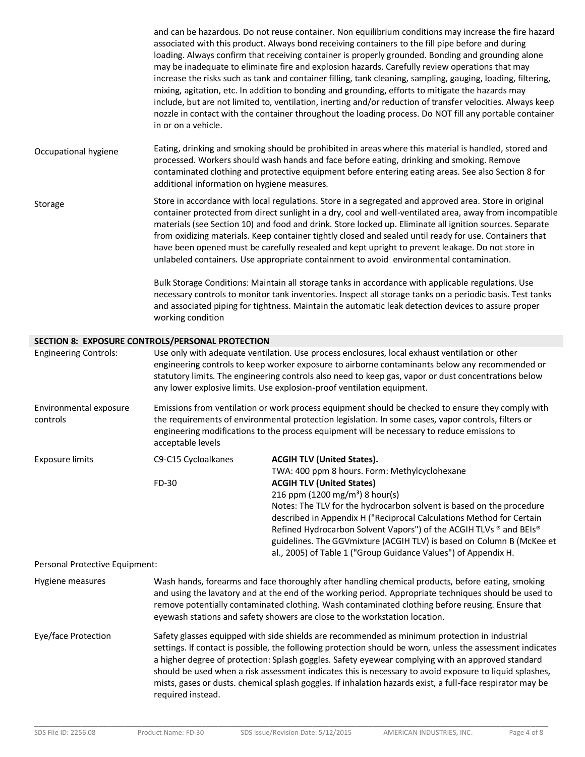and can be hazardous. Do not reuse container. Non equilibrium conditions may increase the fire hazard associated with this product. Always bond receiving containers to the fill pipe before and during loading. Always confirm that receiving container is properly grounded. Bonding and grounding alone may be inadequate to eliminate fire and explosion hazards. Carefully review operations that may increase the risks such as tank and container filling, tank cleaning, sampling, gauging, loading, filtering, mixing, agitation, etc. In addition to bonding and grounding, efforts to mitigate the hazards may include, but are not limited to, ventilation, inerting and/or reduction of transfer velocities. Always keep nozzle in contact with the container throughout the loading process. Do NOT fill any portable container in or on a vehicle.

**Occupational hygiene**

Eating, drinking and smoking should be prohibited in areas where this material is handled, stored and processed. Workers should wash hands and face before eating, drinking and smoking. Remove contaminated clothing and protective equipment before entering eating areas. See also Section 8 for additional information on hygiene measures.

**Storage**

Store in accordance with local regulations. Store in a segregated and approved area. Store in original container protected from direct sunlight in a dry, cool and well-ventilated area, away from incompatible materials (see Section 10) and food and drink. Store locked up. Eliminate all ignition sources. Separate from oxidizing materials. Keep container tightly closed and sealed until ready for use. Containers that have been opened must be carefully resealed and kept upright to prevent leakage. Do not store in unlabeled containers. Use appropriate containment to avoid environmental contamination.

Bulk Storage Conditions: Maintain all storage tanks in accordance with applicable regulations. Use necessary controls to monitor tank inventories. Inspect all storage tanks on a periodic basis. Test tanks and associated piping for tightness. Maintain the automatic leak detection devices to assure proper working condition

## SECTION 8: EXPOSURE CONTROLS/PERSONAL PROTECTION

**Engineering Controls:**

Use only with adequate ventilation. Use process enclosures, local exhaust ventilation or other engineering controls to keep worker exposure to airborne contaminants below any recommended or statutory limits. The engineering controls also need to keep gas, vapor or dust concentrations below any lower explosive limits. Use explosion-proof ventilation equipment.

**Environmental exposure controls**

Emissions from ventilation or work process equipment should be checked to ensure they comply with the requirements of environmental protection legislation. In some cases, vapor controls, filters or engineering modifications to the process equipment will be necessary to reduce emissions to acceptable levels

**Exposure limits**

| Component | Limit |
| --- | --- |
| C9-C15 Cycloalkanes | **ACGIH TLV (United States).** TWA: 400 ppm 8 hours. Form: Methylcyclohexane |
| FD-30 | **ACGIH TLV (United States)** 216 ppm (1200 mg/m³) 8 hour(s) Notes: The TLV for the hydrocarbon solvent is based on the procedure described in Appendix H ("Reciprocal Calculations Method for Certain Refined Hydrocarbon Solvent Vapors") of the ACGIH TLVs ® and BEIs® guidelines. The GGVmixture (ACGIH TLV) is based on Column B (McKee et al., 2005) of Table 1 ("Group Guidance Values") of Appendix H. |

**Personal Protective Equipment:**

**Hygiene measures**

Wash hands, forearms and face thoroughly after handling chemical products, before eating, smoking and using the lavatory and at the end of the working period. Appropriate techniques should be used to remove potentially contaminated clothing. Wash contaminated clothing before reusing. Ensure that eyewash stations and safety showers are close to the workstation location.

**Eye/face Protection**

Safety glasses equipped with side shields are recommended as minimum protection in industrial settings. If contact is possible, the following protection should be worn, unless the assessment indicates a higher degree of protection: Splash goggles. Safety eyewear complying with an approved standard should be used when a risk assessment indicates this is necessary to avoid exposure to liquid splashes, mists, gases or dusts. chemical splash goggles. If inhalation hazards exist, a full-face respirator may be required instead.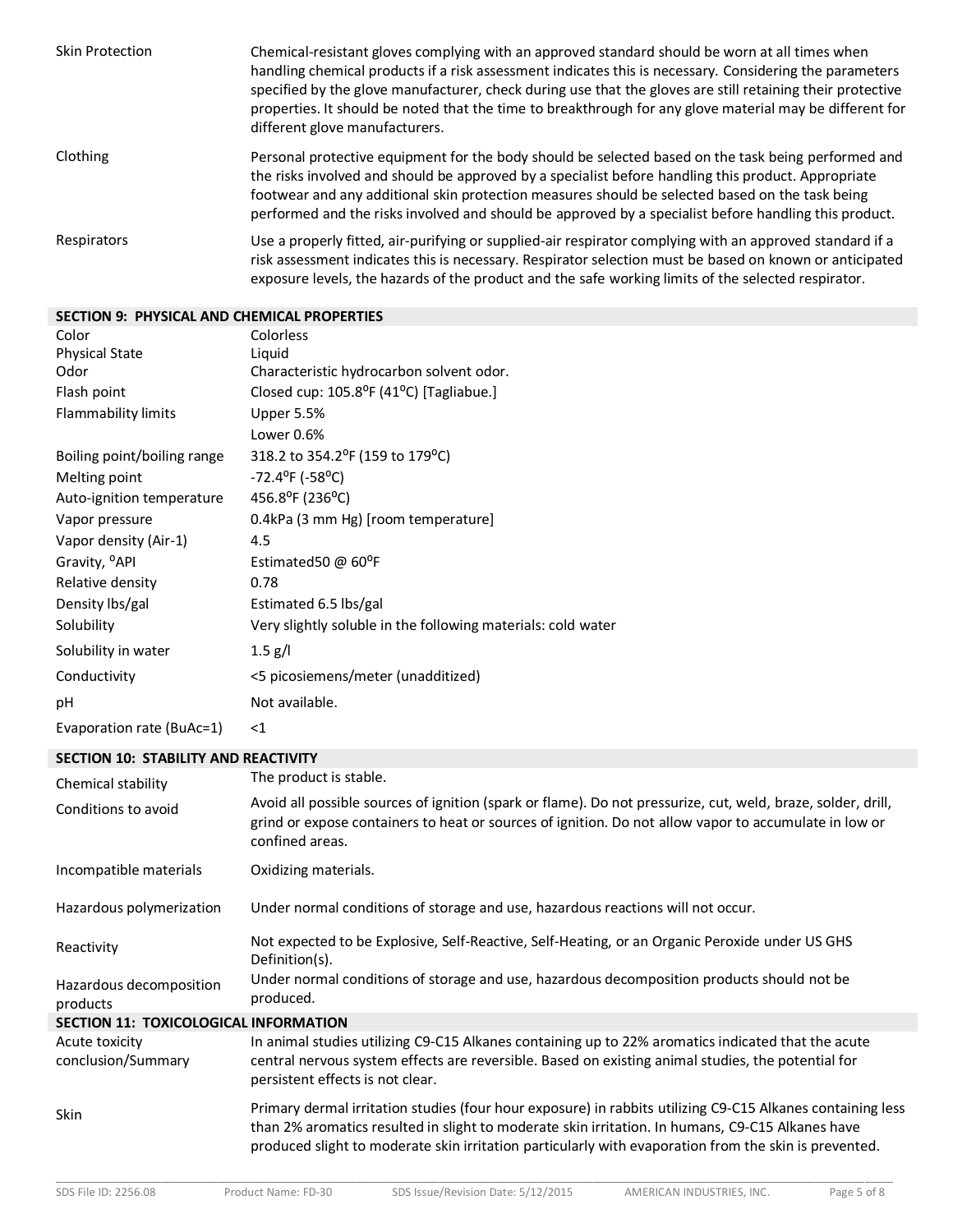| | |
|---|---|
| Skin Protection | Chemical-resistant gloves complying with an approved standard should be worn at all times when handling chemical products if a risk assessment indicates this is necessary. Considering the parameters specified by the glove manufacturer, check during use that the gloves are still retaining their protective properties. It should be noted that the time to breakthrough for any glove material may be different for different glove manufacturers. |
| Clothing | Personal protective equipment for the body should be selected based on the task being performed and the risks involved and should be approved by a specialist before handling this product. Appropriate footwear and any additional skin protection measures should be selected based on the task being performed and the risks involved and should be approved by a specialist before handling this product. |
| Respirators | Use a properly fitted, air-purifying or supplied-air respirator complying with an approved standard if a risk assessment indicates this is necessary. Respirator selection must be based on known or anticipated exposure levels, the hazards of the product and the safe working limits of the selected respirator. |

## SECTION 9: PHYSICAL AND CHEMICAL PROPERTIES

| | |
|---|---|
| Color | Colorless |
| Physical State | Liquid |
| Odor | Characteristic hydrocarbon solvent odor. |
| Flash point | Closed cup: 105.8°F (41°C) [Tagliabue.] |
| Flammability limits | Upper 5.5% |
| | Lower 0.6% |
| Boiling point/boiling range | 318.2 to 354.2°F (159 to 179°C) |
| Melting point | -72.4°F (-58°C) |
| Auto-ignition temperature | 456.8°F (236°C) |
| Vapor pressure | 0.4kPa (3 mm Hg) [room temperature] |
| Vapor density (Air-1) | 4.5 |
| Gravity, °API | Estimated50 @ 60°F |
| Relative density | 0.78 |
| Density lbs/gal | Estimated 6.5 lbs/gal |
| Solubility | Very slightly soluble in the following materials: cold water |
| Solubility in water | 1.5 g/l |
| Conductivity | <5 picosiemens/meter (unadditized) |
| pH | Not available. |
| Evaporation rate (BuAc=1) | <1 |

## SECTION 10: STABILITY AND REACTIVITY

| | |
|---|---|
| Chemical stability | The product is stable. |
| Conditions to avoid | Avoid all possible sources of ignition (spark or flame). Do not pressurize, cut, weld, braze, solder, drill, grind or expose containers to heat or sources of ignition. Do not allow vapor to accumulate in low or confined areas. |
| Incompatible materials | Oxidizing materials. |
| Hazardous polymerization | Under normal conditions of storage and use, hazardous reactions will not occur. |
| Reactivity | Not expected to be Explosive, Self-Reactive, Self-Heating, or an Organic Peroxide under US GHS Definition(s). |
| Hazardous decomposition products | Under normal conditions of storage and use, hazardous decomposition products should not be produced. |

## SECTION 11: TOXICOLOGICAL INFORMATION

| | |
|---|---|
| Acute toxicity conclusion/Summary | In animal studies utilizing C9-C15 Alkanes containing up to 22% aromatics indicated that the acute central nervous system effects are reversible. Based on existing animal studies, the potential for persistent effects is not clear. |
| Skin | Primary dermal irritation studies (four hour exposure) in rabbits utilizing C9-C15 Alkanes containing less than 2% aromatics resulted in slight to moderate skin irritation. In humans, C9-C15 Alkanes have produced slight to moderate skin irritation particularly with evaporation from the skin is prevented. |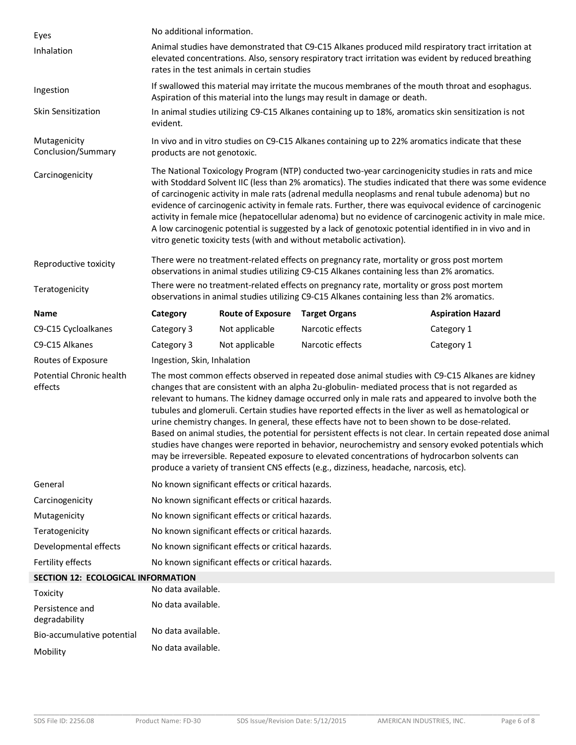| | |
|---|---|
| Eyes | No additional information. |
| Inhalation | Animal studies have demonstrated that C9-C15 Alkanes produced mild respiratory tract irritation at elevated concentrations. Also, sensory respiratory tract irritation was evident by reduced breathing rates in the test animals in certain studies |
| Ingestion | If swallowed this material may irritate the mucous membranes of the mouth throat and esophagus. Aspiration of this material into the lungs may result in damage or death. |
| Skin Sensitization | In animal studies utilizing C9-C15 Alkanes containing up to 18%, aromatics skin sensitization is not evident. |
| Mutagenicity Conclusion/Summary | In vivo and in vitro studies on C9-C15 Alkanes containing up to 22% aromatics indicate that these products are not genotoxic. |
| Carcinogenicity | The National Toxicology Program (NTP) conducted two-year carcinogenicity studies in rats and mice with Stoddard Solvent IIC (less than 2% aromatics). The studies indicated that there was some evidence of carcinogenic activity in male rats (adrenal medulla neoplasms and renal tubule adenoma) but no evidence of carcinogenic activity in female rats. Further, there was equivocal evidence of carcinogenic activity in female mice (hepatocellular adenoma) but no evidence of carcinogenic activity in male mice. A low carcinogenic potential is suggested by a lack of genotoxic potential identified in in vivo and in vitro genetic toxicity tests (with and without metabolic activation). |
| Reproductive toxicity | There were no treatment-related effects on pregnancy rate, mortality or gross post mortem observations in animal studies utilizing C9-C15 Alkanes containing less than 2% aromatics. |
| Teratogenicity | There were no treatment-related effects on pregnancy rate, mortality or gross post mortem observations in animal studies utilizing C9-C15 Alkanes containing less than 2% aromatics. |

| Name | Category | Route of Exposure | Target Organs | Aspiration Hazard |
|---|---|---|---|---|
| C9-C15 Cycloalkanes | Category 3 | Not applicable | Narcotic effects | Category 1 |
| C9-C15 Alkanes | Category 3 | Not applicable | Narcotic effects | Category 1 |

| | |
|---|---|
| Routes of Exposure | Ingestion, Skin, Inhalation |
| Potential Chronic health effects | The most common effects observed in repeated dose animal studies with C9-C15 Alkanes are kidney changes that are consistent with an alpha 2u-globulin- mediated process that is not regarded as relevant to humans. The kidney damage occurred only in male rats and appeared to involve both the tubules and glomeruli. Certain studies have reported effects in the liver as well as hematological or urine chemistry changes. In general, these effects have not to been shown to be dose-related. Based on animal studies, the potential for persistent effects is not clear. In certain repeated dose animal studies have changes were reported in behavior, neurochemistry and sensory evoked potentials which may be irreversible. Repeated exposure to elevated concentrations of hydrocarbon solvents can produce a variety of transient CNS effects (e.g., dizziness, headache, narcosis, etc). |
| General | No known significant effects or critical hazards. |
| Carcinogenicity | No known significant effects or critical hazards. |
| Mutagenicity | No known significant effects or critical hazards. |
| Teratogenicity | No known significant effects or critical hazards. |
| Developmental effects | No known significant effects or critical hazards. |
| Fertility effects | No known significant effects or critical hazards. |

## SECTION 12: ECOLOGICAL INFORMATION

| | |
|---|---|
| Toxicity | No data available. |
| Persistence and degradability | No data available. |
| Bio-accumulative potential | No data available. |
| Mobility | No data available. |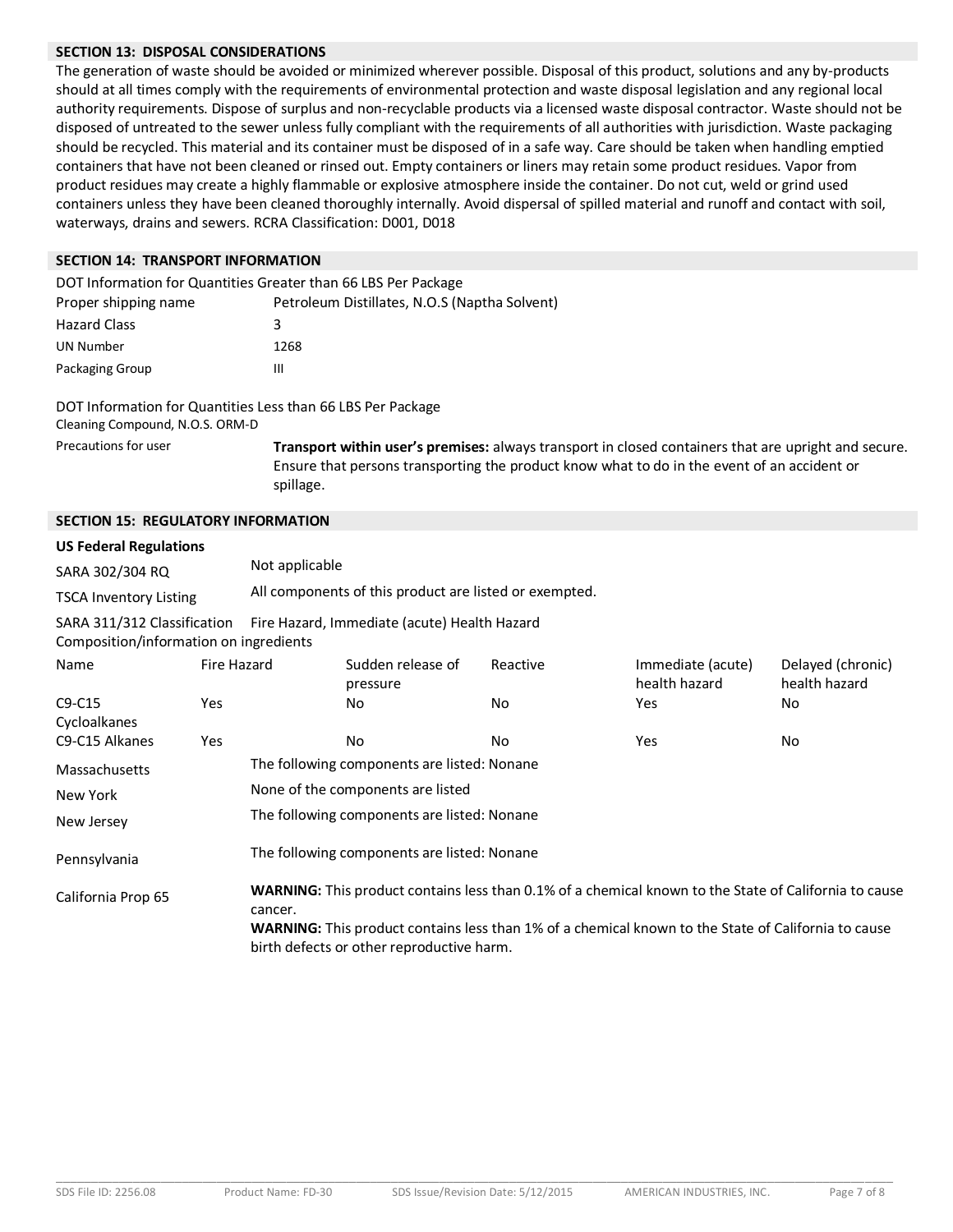## SECTION 13: DISPOSAL CONSIDERATIONS

The generation of waste should be avoided or minimized wherever possible. Disposal of this product, solutions and any by-products should at all times comply with the requirements of environmental protection and waste disposal legislation and any regional local authority requirements. Dispose of surplus and non-recyclable products via a licensed waste disposal contractor. Waste should not be disposed of untreated to the sewer unless fully compliant with the requirements of all authorities with jurisdiction. Waste packaging should be recycled. This material and its container must be disposed of in a safe way. Care should be taken when handling emptied containers that have not been cleaned or rinsed out. Empty containers or liners may retain some product residues. Vapor from product residues may create a highly flammable or explosive atmosphere inside the container. Do not cut, weld or grind used containers unless they have been cleaned thoroughly internally. Avoid dispersal of spilled material and runoff and contact with soil, waterways, drains and sewers. RCRA Classification: D001, D018

## SECTION 14: TRANSPORT INFORMATION

DOT Information for Quantities Greater than 66 LBS Per Package

| | |
|---|---|
| Proper shipping name | Petroleum Distillates, N.O.S (Naptha Solvent) |
| Hazard Class | 3 |
| UN Number | 1268 |
| Packaging Group | III |

DOT Information for Quantities Less than 66 LBS Per Package

Cleaning Compound, N.O.S. ORM-D

| | |
|---|---|
| Precautions for user | **Transport within user's premises:** always transport in closed containers that are upright and secure. Ensure that persons transporting the product know what to do in the event of an accident or spillage. |

## SECTION 15: REGULATORY INFORMATION

**US Federal Regulations**

| | |
|---|---|
| SARA 302/304 RQ | Not applicable |
| TSCA Inventory Listing | All components of this product are listed or exempted. |
| SARA 311/312 Classification | Fire Hazard, Immediate (acute) Health Hazard |

Composition/information on ingredients

| Name | Fire Hazard | Sudden release of pressure | Reactive | Immediate (acute) health hazard | Delayed (chronic) health hazard |
|---|---|---|---|---|---|
| C9-C15 Cycloalkanes | Yes | No | No | Yes | No |
| C9-C15 Alkanes | Yes | No | No | Yes | No |

| | |
|---|---|
| Massachusetts | The following components are listed: Nonane |
| New York | None of the components are listed |
| New Jersey | The following components are listed: Nonane |
| Pennsylvania | The following components are listed: Nonane |
| California Prop 65 | **WARNING:** This product contains less than 0.1% of a chemical known to the State of California to cause cancer.<br>**WARNING:** This product contains less than 1% of a chemical known to the State of California to cause birth defects or other reproductive harm. |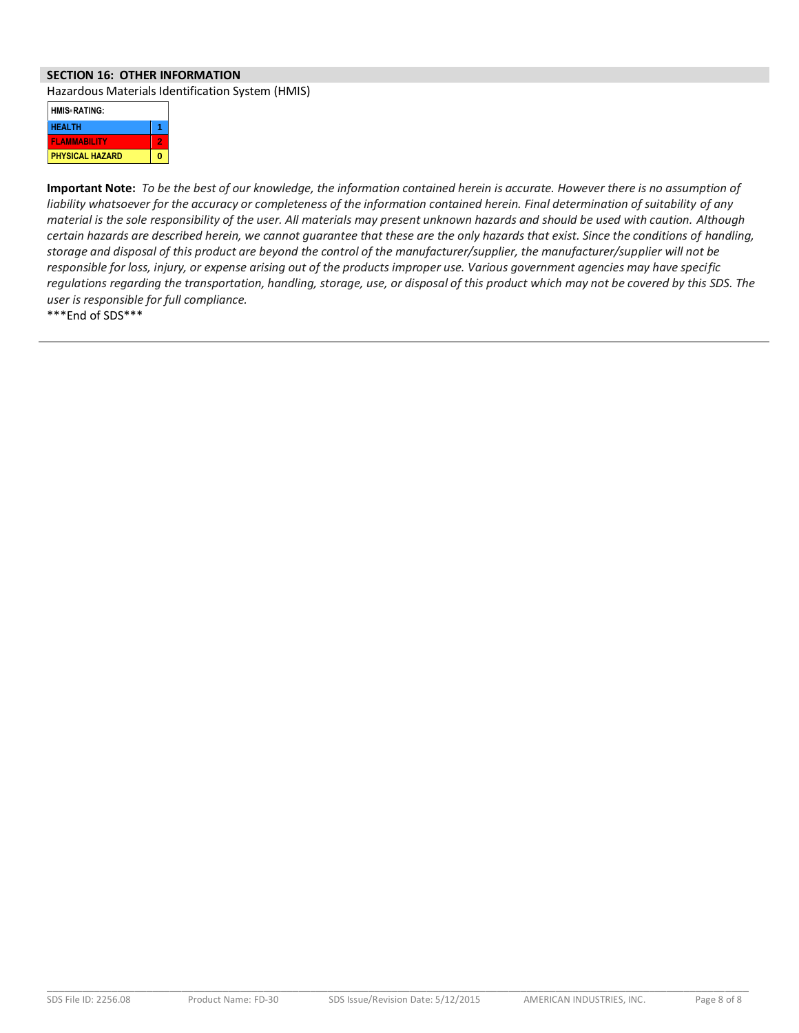## SECTION 16: OTHER INFORMATION

Hazardous Materials Identification System (HMIS)

| HMIS® RATING: | |
|---|---|
| HEALTH | 1 |
| FLAMMABILITY | 2 |
| PHYSICAL HAZARD | 0 |

**Important Note:** *To be the best of our knowledge, the information contained herein is accurate. However there is no assumption of liability whatsoever for the accuracy or completeness of the information contained herein. Final determination of suitability of any material is the sole responsibility of the user. All materials may present unknown hazards and should be used with caution. Although certain hazards are described herein, we cannot guarantee that these are the only hazards that exist. Since the conditions of handling, storage and disposal of this product are beyond the control of the manufacturer/supplier, the manufacturer/supplier will not be responsible for loss, injury, or expense arising out of the products improper use. Various government agencies may have specific regulations regarding the transportation, handling, storage, use, or disposal of this product which may not be covered by this SDS. The user is responsible for full compliance.*

***End of SDS***